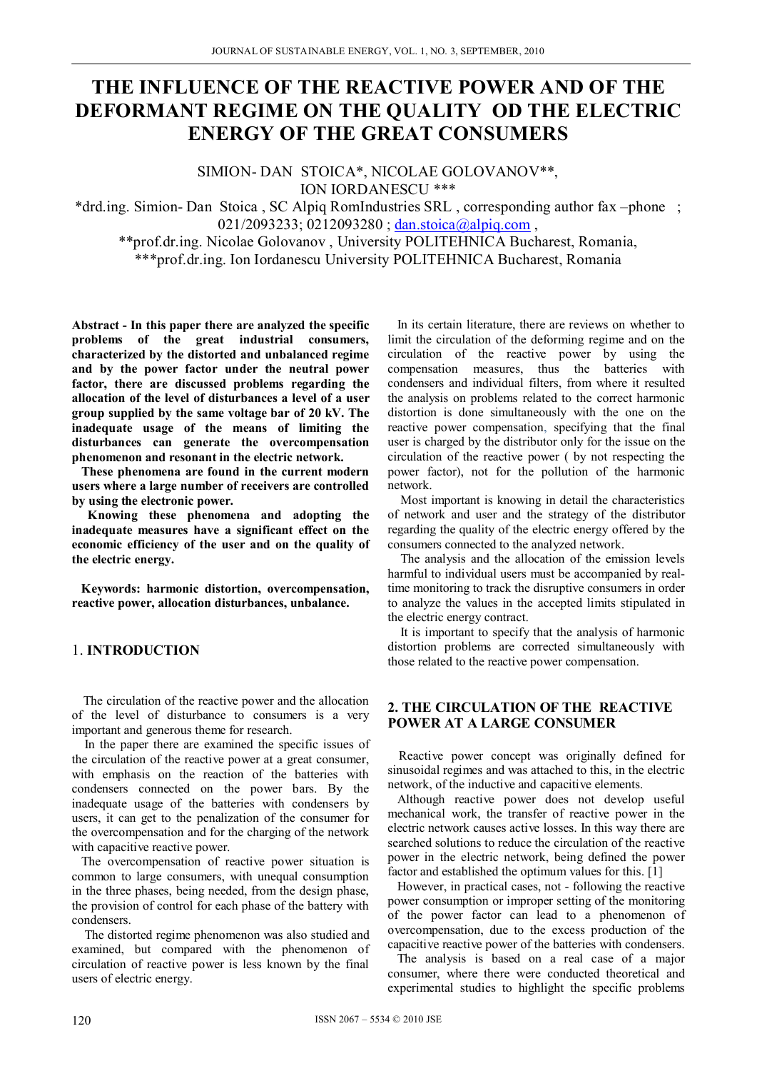# THE INFLUENCE OF THE REACTIVE POWER AND OF THE DEFORMANT REGIME ON THE QUALITY OD THE ELECTRIC ENERGY OF THE GREAT CONSUMERS

SIMION- DAN STOICA*, NICOLAE GOLOVANOV**, ION IORDANESCU ***

*drd.ing. Simion- Dan Stoica , SC Alpiq RomIndustries SRL , corresponding author fax –phone ; 021/2093233; 0212093280 ; dan.stoica@alpiq.com ,

**prof.dr.ing. Nicolae Golovanov , University POLITEHNICA Bucharest, Romania,

***prof.dr.ing. Ion Iordanescu University POLITEHNICA Bucharest, Romania

**Abstract - In this paper there are analyzed the specific problems of the great industrial consumers, characterized by the distorted and unbalanced regime and by the power factor under the neutral power factor, there are discussed problems regarding the allocation of the level of disturbances a level of a user group supplied by the same voltage bar of 20 kV. The inadequate usage of the means of limiting the disturbances can generate the overcompensation phenomenon and resonant in the electric network.**

**These phenomena are found in the current modern users where a large number of receivers are controlled by using the electronic power.**

**Knowing these phenomena and adopting the inadequate measures have a significant effect on the economic efficiency of the user and on the quality of the electric energy.**

**Keywords: harmonic distortion, overcompensation, reactive power, allocation disturbances, unbalance.**

## 1. INTRODUCTION

The circulation of the reactive power and the allocation of the level of disturbance to consumers is a very important and generous theme for research.

In the paper there are examined the specific issues of the circulation of the reactive power at a great consumer, with emphasis on the reaction of the batteries with condensers connected on the power bars. By the inadequate usage of the batteries with condensers by users, it can get to the penalization of the consumer for the overcompensation and for the charging of the network with capacitive reactive power.

The overcompensation of reactive power situation is common to large consumers, with unequal consumption in the three phases, being needed, from the design phase, the provision of control for each phase of the battery with condensers.

The distorted regime phenomenon was also studied and examined, but compared with the phenomenon of circulation of reactive power is less known by the final users of electric energy.

In its certain literature, there are reviews on whether to limit the circulation of the deforming regime and on the circulation of the reactive power by using the compensation measures, thus the batteries with condensers and individual filters, from where it resulted the analysis on problems related to the correct harmonic distortion is done simultaneously with the one on the reactive power compensation, specifying that the final user is charged by the distributor only for the issue on the circulation of the reactive power ( by not respecting the power factor), not for the pollution of the harmonic network.

Most important is knowing in detail the characteristics of network and user and the strategy of the distributor regarding the quality of the electric energy offered by the consumers connected to the analyzed network.

The analysis and the allocation of the emission levels harmful to individual users must be accompanied by real-time monitoring to track the disruptive consumers in order to analyze the values in the accepted limits stipulated in the electric energy contract.

It is important to specify that the analysis of harmonic distortion problems are corrected simultaneously with those related to the reactive power compensation.

## 2. THE CIRCULATION OF THE REACTIVE POWER AT A LARGE CONSUMER

Reactive power concept was originally defined for sinusoidal regimes and was attached to this, in the electric network, of the inductive and capacitive elements.

Although reactive power does not develop useful mechanical work, the transfer of reactive power in the electric network causes active losses. In this way there are searched solutions to reduce the circulation of the reactive power in the electric network, being defined the power factor and established the optimum values for this. [1]

However, in practical cases, not - following the reactive power consumption or improper setting of the monitoring of the power factor can lead to a phenomenon of overcompensation, due to the excess production of the capacitive reactive power of the batteries with condensers.

The analysis is based on a real case of a major consumer, where there were conducted theoretical and experimental studies to highlight the specific problems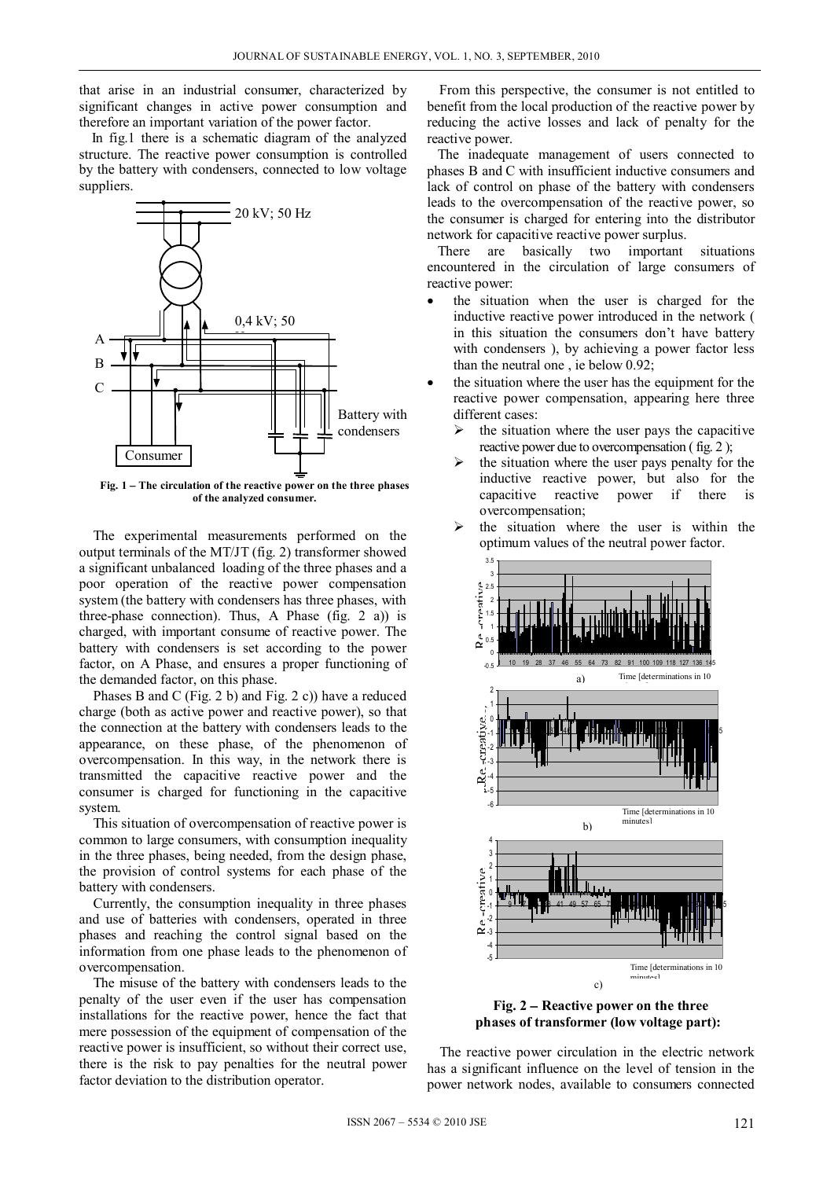that arise in an industrial consumer, characterized by significant changes in active power consumption and therefore an important variation of the power factor.

In fig.1 there is a schematic diagram of the analyzed structure. The reactive power consumption is controlled by the battery with condensers, connected to low voltage suppliers.

**Fig. 1 – The circulation of the reactive power on the three phases of the analyzed consumer.**

The experimental measurements performed on the output terminals of the MT/JT (fig. 2) transformer showed a significant unbalanced loading of the three phases and a poor operation of the reactive power compensation system (the battery with condensers has three phases, with three-phase connection). Thus, A Phase (fig. 2 a)) is charged, with important consume of reactive power. The battery with condensers is set according to the power factor, on A Phase, and ensures a proper functioning of the demanded factor, on this phase.

Phases B and C (Fig. 2 b) and Fig. 2 c)) have a reduced charge (both as active power and reactive power), so that the connection at the battery with condensers leads to the appearance, on these phase, of the phenomenon of overcompensation. In this way, in the network there is transmitted the capacitive reactive power and the consumer is charged for functioning in the capacitive system.

This situation of overcompensation of reactive power is common to large consumers, with consumption inequality in the three phases, being needed, from the design phase, the provision of control systems for each phase of the battery with condensers.

Currently, the consumption inequality in three phases and use of batteries with condensers, operated in three phases and reaching the control signal based on the information from one phase leads to the phenomenon of overcompensation.

The misuse of the battery with condensers leads to the penalty of the user even if the user has compensation installations for the reactive power, hence the fact that mere possession of the equipment of compensation of the reactive power is insufficient, so without their correct use, there is the risk to pay penalties for the neutral power factor deviation to the distribution operator.

From this perspective, the consumer is not entitled to benefit from the local production of the reactive power by reducing the active losses and lack of penalty for the reactive power.

The inadequate management of users connected to phases B and C with insufficient inductive consumers and lack of control on phase of the battery with condensers leads to the overcompensation of the reactive power, so the consumer is charged for entering into the distributor network for capacitive reactive power surplus.

There are basically two important situations encountered in the circulation of large consumers of reactive power:

- the situation when the user is charged for the inductive reactive power introduced in the network ( in this situation the consumers don't have battery with condensers ), by achieving a power factor less than the neutral one , ie below 0.92;
- the situation where the user has the equipment for the reactive power compensation, appearing here three different cases:
  - the situation where the user pays the capacitive reactive power due to overcompensation ( fig. 2 );
  - the situation where the user pays penalty for the inductive reactive power, but also for the capacitive reactive power if there is overcompensation;
  - the situation where the user is within the optimum values of the neutral power factor.

**Fig. 2 – Reactive power on the three phases of transformer (low voltage part):**

The reactive power circulation in the electric network has a significant influence on the level of tension in the power network nodes, available to consumers connected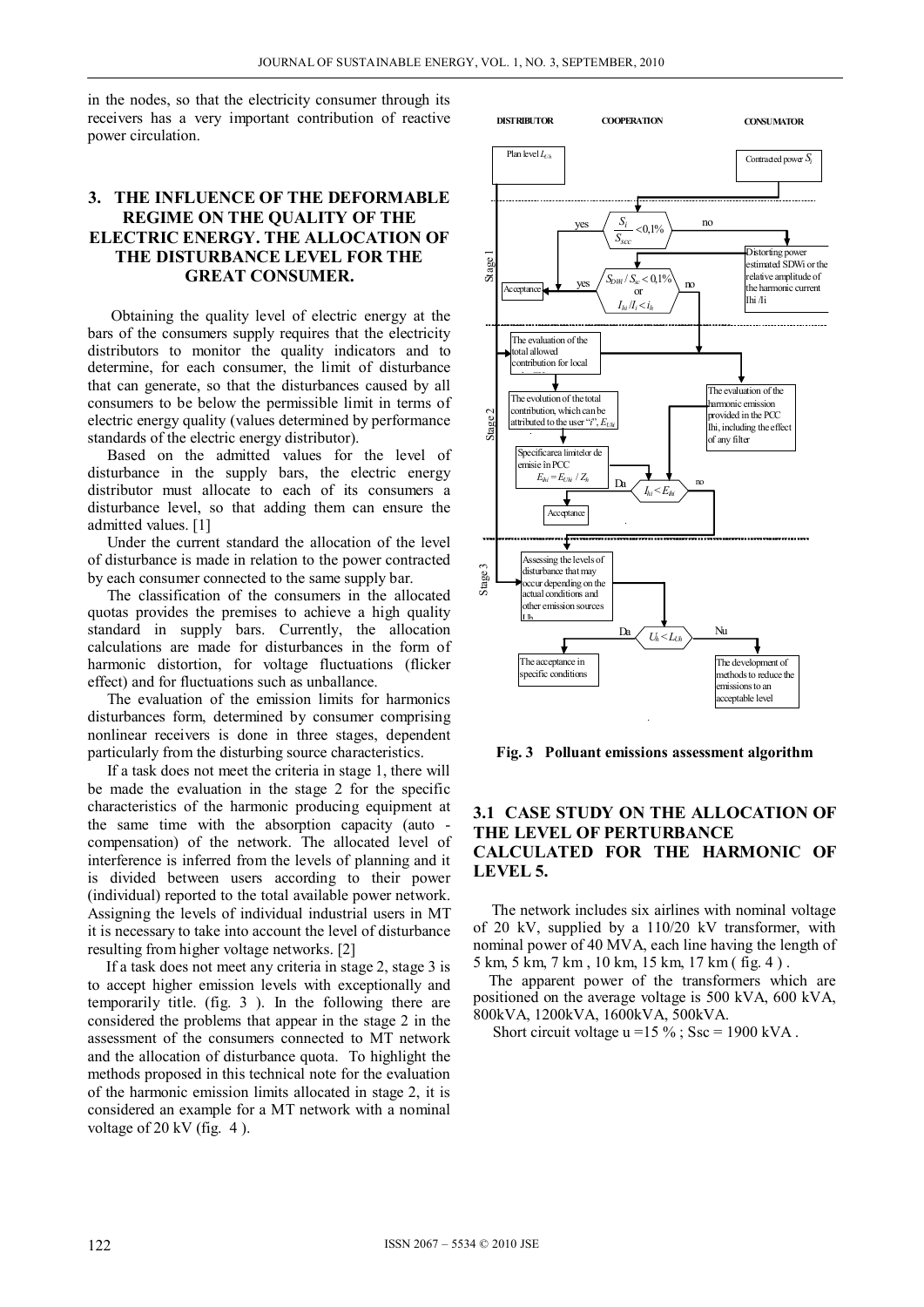in the nodes, so that the electricity consumer through its receivers has a very important contribution of reactive power circulation.

## 3. THE INFLUENCE OF THE DEFORMABLE REGIME ON THE QUALITY OF THE ELECTRIC ENERGY. THE ALLOCATION OF THE DISTURBANCE LEVEL FOR THE GREAT CONSUMER.

Obtaining the quality level of electric energy at the bars of the consumers supply requires that the electricity distributors to monitor the quality indicators and to determine, for each consumer, the limit of disturbance that can generate, so that the disturbances caused by all consumers to be below the permissible limit in terms of electric energy quality (values determined by performance standards of the electric energy distributor).

Based on the admitted values for the level of disturbance in the supply bars, the electric energy distributor must allocate to each of its consumers a disturbance level, so that adding them can ensure the admitted values. [1]

Under the current standard the allocation of the level of disturbance is made in relation to the power contracted by each consumer connected to the same supply bar.

The classification of the consumers in the allocated quotas provides the premises to achieve a high quality standard in supply bars. Currently, the allocation calculations are made for disturbances in the form of harmonic distortion, for voltage fluctuations (flicker effect) and for fluctuations such as unballance.

The evaluation of the emission limits for harmonics disturbances form, determined by consumer comprising nonlinear receivers is done in three stages, dependent particularly from the disturbing source characteristics.

If a task does not meet the criteria in stage 1, there will be made the evaluation in the stage 2 for the specific characteristics of the harmonic producing equipment at the same time with the absorption capacity (auto - compensation) of the network. The allocated level of interference is inferred from the levels of planning and it is divided between users according to their power (individual) reported to the total available power network. Assigning the levels of individual industrial users in MT it is necessary to take into account the level of disturbance resulting from higher voltage networks. [2]

If a task does not meet any criteria in stage 2, stage 3 is to accept higher emission levels with exceptionally and temporarily title. (fig. 3 ). In the following there are considered the problems that appear in the stage 2 in the assessment of the consumers connected to MT network and the allocation of disturbance quota. To highlight the methods proposed in this technical note for the evaluation of the harmonic emission limits allocated in stage 2, it is considered an example for a MT network with a nominal voltage of 20 kV (fig. 4 ).

DISTRIBUTOR
COOPERATION
CONSUMATOR
Plan level $L_{Uh}$
Contracted power $S_i$
Stage 1
yes
$\frac{S_i}{S_{SCC}} < 0,1\%$
no
Distorting power estimated SDWi or the relative amplitude of the harmonic current Ihi /Ii
Acceptance
yes
$S_{DWi} / S_{sc} < 0,1\%$ or $I_{hi} / I_i < i_h$
no
Stage 2
The evaluation of the total allowed contribution for local
The evolution of the total contribution, which can be attributed to the user "i", $E_{Uhi}$
The evaluation of the harmonic emission provided in the PCC Ihi, including the effect of any filter
Specificarea limitelor de emisie in PCC $E_{Ihi} = E_{Uhi} / Z_h$
Da
$I_{hi} < E_{Ihi}$
no
Acceptance
Stage 3
Assessing the levels of disturbance that may occur depending on the actual conditions and other emission sources Uh
Da
$U_h < L_{Uh}$
Nu
The acceptance in specific conditions
The development of methods to reduce the emissions to an acceptable level

**Fig. 3 Polluant emissions assessment algorithm**

### 3.1 CASE STUDY ON THE ALLOCATION OF THE LEVEL OF PERTURBANCE CALCULATED FOR THE HARMONIC OF LEVEL 5.

The network includes six airlines with nominal voltage of 20 kV, supplied by a 110/20 kV transformer, with nominal power of 40 MVA, each line having the length of 5 km, 5 km, 7 km , 10 km, 15 km, 17 km ( fig. 4 ) .

The apparent power of the transformers which are positioned on the average voltage is 500 kVA, 600 kVA, 800kVA, 1200kVA, 1600kVA, 500kVA.

Short circuit voltage u =15 % ; Ssc = 1900 kVA .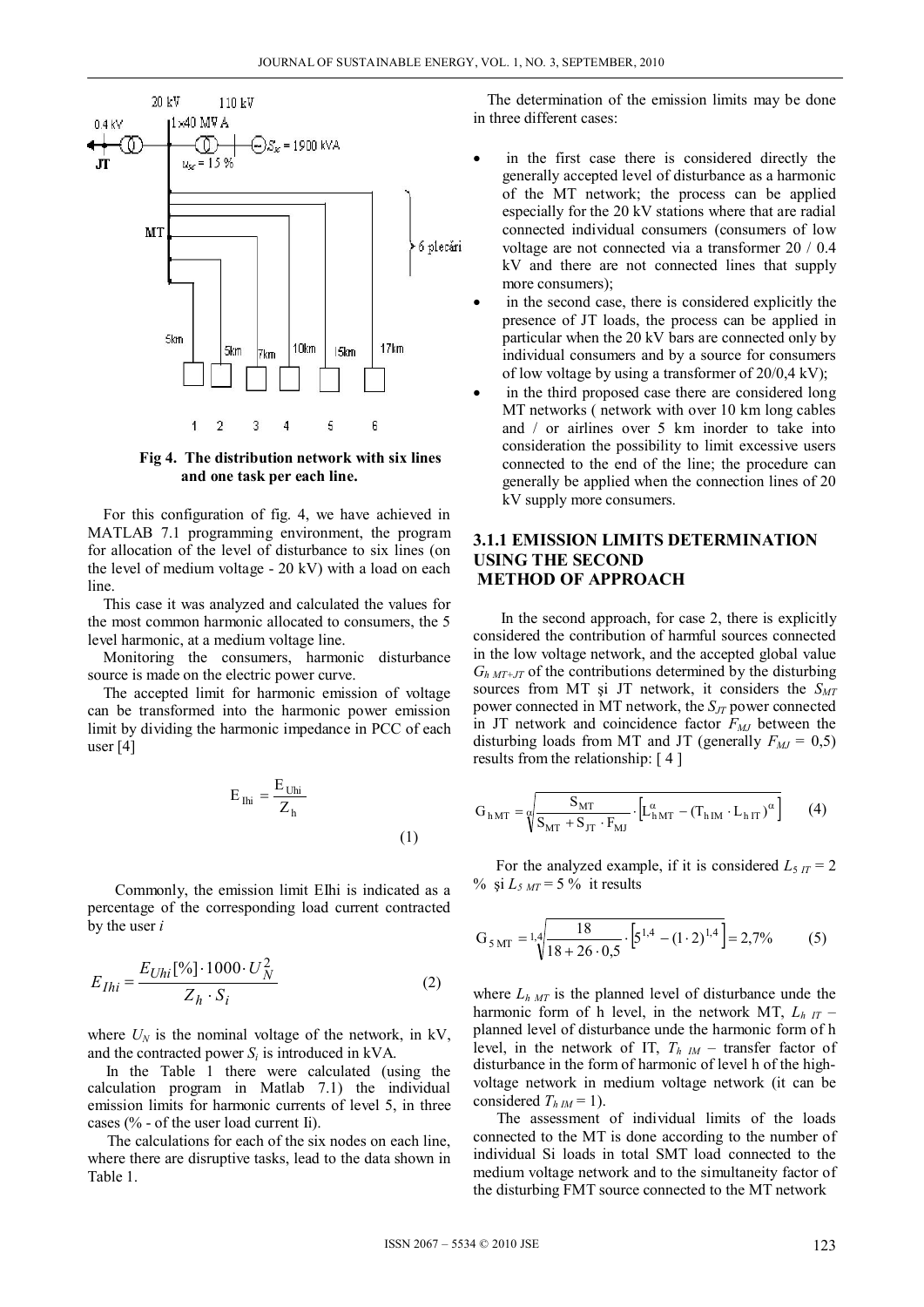20 kV 110 kV

0.4 kV

1×40 MVA

$S_{sc}$ = 1900 kVA

JT

$u_{sc}$ = 15 %

MT

6 plecări

5km 5km 7km 10km 15km 17km

1 2 3 4 5 6

**Fig 4. The distribution network with six lines and one task per each line.**

For this configuration of fig. 4, we have achieved in MATLAB 7.1 programming environment, the program for allocation of the level of disturbance to six lines (on the level of medium voltage - 20 kV) with a load on each line.

This case it was analyzed and calculated the values for the most common harmonic allocated to consumers, the 5 level harmonic, at a medium voltage line.

Monitoring the consumers, harmonic disturbance source is made on the electric power curve.

The accepted limit for harmonic emission of voltage can be transformed into the harmonic power emission limit by dividing the harmonic impedance in PCC of each user [4]

$$E_{Ihi} = \frac{E_{Uhi}}{Z_h} \qquad (1)$$

Commonly, the emission limit EIhi is indicated as a percentage of the corresponding load current contracted by the user *i*

$$E_{Ihi} = \frac{E_{Uhi}[\%] \cdot 1000 \cdot U_N^2}{Z_h \cdot S_i} \qquad (2)$$

where $U_N$ is the nominal voltage of the network, in kV, and the contracted power $S_i$ is introduced in kVA.

In the Table 1 there were calculated (using the calculation program in Matlab 7.1) the individual emission limits for harmonic currents of level 5, in three cases (% - of the user load current Ii).

The calculations for each of the six nodes on each line, where there are disruptive tasks, lead to the data shown in Table 1.

The determination of the emission limits may be done in three different cases:

- in the first case there is considered directly the generally accepted level of disturbance as a harmonic of the MT network; the process can be applied especially for the 20 kV stations where that are radial connected individual consumers (consumers of low voltage are not connected via a transformer 20 / 0.4 kV and there are not connected lines that supply more consumers);
- in the second case, there is considered explicitly the presence of JT loads, the process can be applied in particular when the 20 kV bars are connected only by individual consumers and by a source for consumers of low voltage by using a transformer of 20/0,4 kV);
- in the third proposed case there are considered long MT networks ( network with over 10 km long cables and / or airlines over 5 km inorder to take into consideration the possibility to limit excessive users connected to the end of the line; the procedure can generally be applied when the connection lines of 20 kV supply more consumers.

### 3.1.1 EMISSION LIMITS DETERMINATION USING THE SECOND METHOD OF APPROACH

In the second approach, for case 2, there is explicitly considered the contribution of harmful sources connected in the low voltage network, and the accepted global value $G_{h\,MT+JT}$ of the contributions determined by the disturbing sources from MT şi JT network, it considers the $S_{MT}$ power connected in MT network, the $S_{JT}$ power connected in JT network and coincidence factor $F_{MJ}$ between the disturbing loads from MT and JT (generally $F_{MJ}$ = 0,5) results from the relationship: [ 4 ]

$$G_{h\,MT} = \sqrt[\alpha]{\frac{S_{MT}}{S_{MT} + S_{JT} \cdot F_{MJ}} \cdot \left[L_{h\,MT}^{\alpha} - (T_{h\,IM} \cdot L_{h\,IT})^{\alpha}\right]} \qquad (4)$$

For the analyzed example, if it is considered $L_{5\,IT}$ = 2 % şi $L_{5\,MT}$ = 5 % it results

$$G_{5\,MT} = \sqrt[1,4]{\frac{18}{18 + 26 \cdot 0,5} \cdot \left[5^{1,4} - (1 \cdot 2)^{1,4}\right]} = 2,7\% \qquad (5)$$

where $L_{h\,MT}$ is the planned level of disturbance unde the harmonic form of h level, in the network MT, $L_{h\,IT}$ – planned level of disturbance unde the harmonic form of h level, in the network of IT, $T_{h\,IM}$ – transfer factor of disturbance in the form of harmonic of level h of the high-voltage network in medium voltage network (it can be considered $T_{h\,IM}$ = 1).

The assessment of individual limits of the loads connected to the MT is done according to the number of individual Si loads in total SMT load connected to the medium voltage network and to the simultaneity factor of the disturbing FMT source connected to the MT network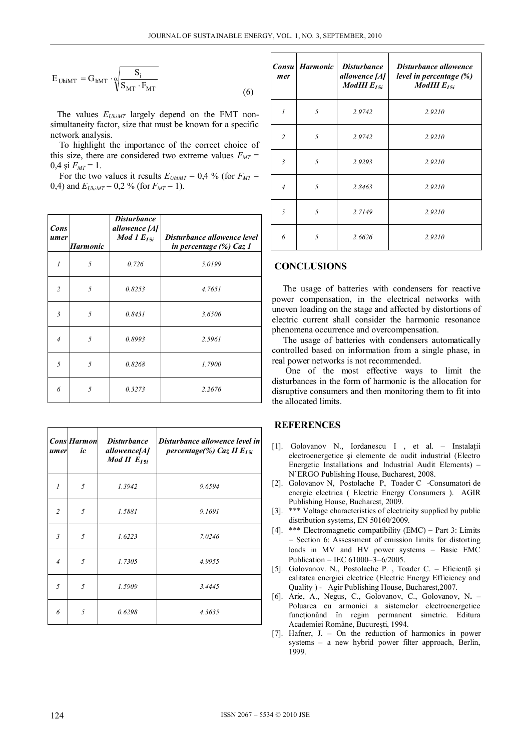$$E_{UhiMT} = G_{hMT} \cdot \sqrt[\alpha]{\frac{S_i}{S_{MT} \cdot F_{MT}}} \quad (6)$$

The values $E_{UhiMT}$ largely depend on the FMT non-simultaneity factor, size that must be known for a specific network analysis.

To highlight the importance of the correct choice of this size, there are considered two extreme values $F_{MT}$ = 0,4 şi $F_{MT}$ = 1.

For the two values it results $E_{UhiMT}$ = 0,4 % (for $F_{MT}$ = 0,4) and $E_{UhiMT}$ = 0,2 % (for $F_{MT}$ = 1).

| *Consumer* | *Harmonic* | *Disturbance allowence [A] Mod 1 $E_{I5i}$* | *Disturbance allowence level in percentage (%) Caz 1* |
|---|---|---|---|
| *1* | *5* | *0.726* | *5.0199* |
| *2* | *5* | *0.8253* | *4.7651* |
| *3* | *5* | *0.8431* | *3.6506* |
| *4* | *5* | *0.8993* | *2.5961* |
| *5* | *5* | *0.8268* | *1.7900* |
| *6* | *5* | *0.3273* | *2.2676* |

| *Consumer* | *Harmonic* | *Disturbance allowence[A] Mod II $E_{I5i}$* | *Disturbance allowence level in percentage(%) Caz II $E_{I5i}$* |
|---|---|---|---|
| *1* | *5* | *1.3942* | *9.6594* |
| *2* | *5* | *1.5881* | *9.1691* |
| *3* | *5* | *1.6223* | *7.0246* |
| *4* | *5* | *1.7305* | *4.9955* |
| *5* | *5* | *1.5909* | *3.4445* |
| *6* | *5* | *0.6298* | *4.3635* |

| *Consumer* | *Harmonic* | *Disturbance allowence [A] ModIII $E_{I5i}$* | *Disturbance allowence level in percentage (%) ModIII $E_{I5i}$* |
|---|---|---|---|
| *1* | *5* | *2.9742* | *2.9210* |
| *2* | *5* | *2.9742* | *2.9210* |
| *3* | *5* | *2.9293* | *2.9210* |
| *4* | *5* | *2.8463* | *2.9210* |
| *5* | *5* | *2.7149* | *2.9210* |
| *6* | *5* | *2.6626* | *2.9210* |

## CONCLUSIONS

The usage of batteries with condensers for reactive power compensation, in the electrical networks with uneven loading on the stage and affected by distortions of electric current shall consider the harmonic resonance phenomena occurrence and overcompensation.

The usage of batteries with condensers automatically controlled based on information from a single phase, in real power networks is not recommended.

One of the most effective ways to limit the disturbances in the form of harmonic is the allocation for disruptive consumers and then monitoring them to fit into the allocated limits.

## REFERENCES

[1]. Golovanov N., Iordanescu I , et al. – Instalații electroenergetice şi elemente de audit industrial (Electro Energetic Installations and Industrial Audit Elements) – N'ERGO Publishing House, Bucharest, 2008.

[2]. Golovanov N, Postolache P, Toader C -Consumatori de energie electrica ( Electric Energy Consumers ). AGIR Publishing House, Bucharest, 2009.

[3]. *** Voltage characteristics of electricity supplied by public distribution systems, EN 50160/2009.

[4]. *** Electromagnetic compatibility (EMC) – Part 3: Limits – Section 6: Assessment of emission limits for distorting loads in MV and HV power systems – Basic EMC Publication – IEC 61000–3–6/2005.

[5]. Golovanov. N., Postolache P. , Toader C. – Eficiență şi calitatea energiei electrice (Electric Energy Efficiency and Quality ) - Agir Publishing House, Bucharest,2007.

[6]. Arie, A., Negus, C., Golovanov, C., Golovanov, N. – Poluarea cu armonici a sistemelor electroenergetice funcționând în regim permanent simetric. Editura Academiei Române, Bucureşti, 1994.

[7]. Hafner, J. – On the reduction of harmonics in power systems – a new hybrid power filter approach, Berlin, 1999.